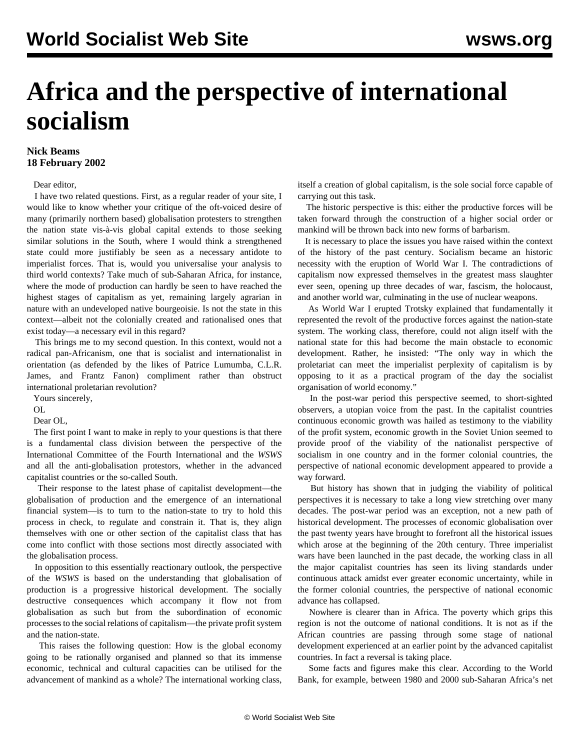# Africa and the perspective of international socialism

**Nick Beams**
**18 February 2002**

Dear editor,

I have two related questions. First, as a regular reader of your site, I would like to know whether your critique of the oft-voiced desire of many (primarily northern based) globalisation protesters to strengthen the nation state vis-à-vis global capital extends to those seeking similar solutions in the South, where I would think a strengthened state could more justifiably be seen as a necessary antidote to imperialist forces. That is, would you universalise your analysis to third world contexts? Take much of sub-Saharan Africa, for instance, where the mode of production can hardly be seen to have reached the highest stages of capitalism as yet, remaining largely agrarian in nature with an undeveloped native bourgeoisie. Is not the state in this context—albeit not the colonially created and rationalised ones that exist today—a necessary evil in this regard?

This brings me to my second question. In this context, would not a radical pan-Africanism, one that is socialist and internationalist in orientation (as defended by the likes of Patrice Lumumba, C.L.R. James, and Frantz Fanon) compliment rather than obstruct international proletarian revolution?

Yours sincerely,

OL

Dear OL,

The first point I want to make in reply to your questions is that there is a fundamental class division between the perspective of the International Committee of the Fourth International and the *WSWS* and all the anti-globalisation protestors, whether in the advanced capitalist countries or the so-called South.

Their response to the latest phase of capitalist development—the globalisation of production and the emergence of an international financial system—is to turn to the nation-state to try to hold this process in check, to regulate and constrain it. That is, they align themselves with one or other section of the capitalist class that has come into conflict with those sections most directly associated with the globalisation process.

In opposition to this essentially reactionary outlook, the perspective of the *WSWS* is based on the understanding that globalisation of production is a progressive historical development. The socially destructive consequences which accompany it flow not from globalisation as such but from the subordination of economic processes to the social relations of capitalism—the private profit system and the nation-state.

This raises the following question: How is the global economy going to be rationally organised and planned so that its immense economic, technical and cultural capacities can be utilised for the advancement of mankind as a whole? The international working class, itself a creation of global capitalism, is the sole social force capable of carrying out this task.

The historic perspective is this: either the productive forces will be taken forward through the construction of a higher social order or mankind will be thrown back into new forms of barbarism.

It is necessary to place the issues you have raised within the context of the history of the past century. Socialism became an historic necessity with the eruption of World War I. The contradictions of capitalism now expressed themselves in the greatest mass slaughter ever seen, opening up three decades of war, fascism, the holocaust, and another world war, culminating in the use of nuclear weapons.

As World War I erupted Trotsky explained that fundamentally it represented the revolt of the productive forces against the nation-state system. The working class, therefore, could not align itself with the national state for this had become the main obstacle to economic development. Rather, he insisted: "The only way in which the proletariat can meet the imperialist perplexity of capitalism is by opposing to it as a practical program of the day the socialist organisation of world economy."

In the post-war period this perspective seemed, to short-sighted observers, a utopian voice from the past. In the capitalist countries continuous economic growth was hailed as testimony to the viability of the profit system, economic growth in the Soviet Union seemed to provide proof of the viability of the nationalist perspective of socialism in one country and in the former colonial countries, the perspective of national economic development appeared to provide a way forward.

But history has shown that in judging the viability of political perspectives it is necessary to take a long view stretching over many decades. The post-war period was an exception, not a new path of historical development. The processes of economic globalisation over the past twenty years have brought to forefront all the historical issues which arose at the beginning of the 20th century. Three imperialist wars have been launched in the past decade, the working class in all the major capitalist countries has seen its living standards under continuous attack amidst ever greater economic uncertainty, while in the former colonial countries, the perspective of national economic advance has collapsed.

Nowhere is clearer than in Africa. The poverty which grips this region is not the outcome of national conditions. It is not as if the African countries are passing through some stage of national development experienced at an earlier point by the advanced capitalist countries. In fact a reversal is taking place.

Some facts and figures make this clear. According to the World Bank, for example, between 1980 and 2000 sub-Saharan Africa's net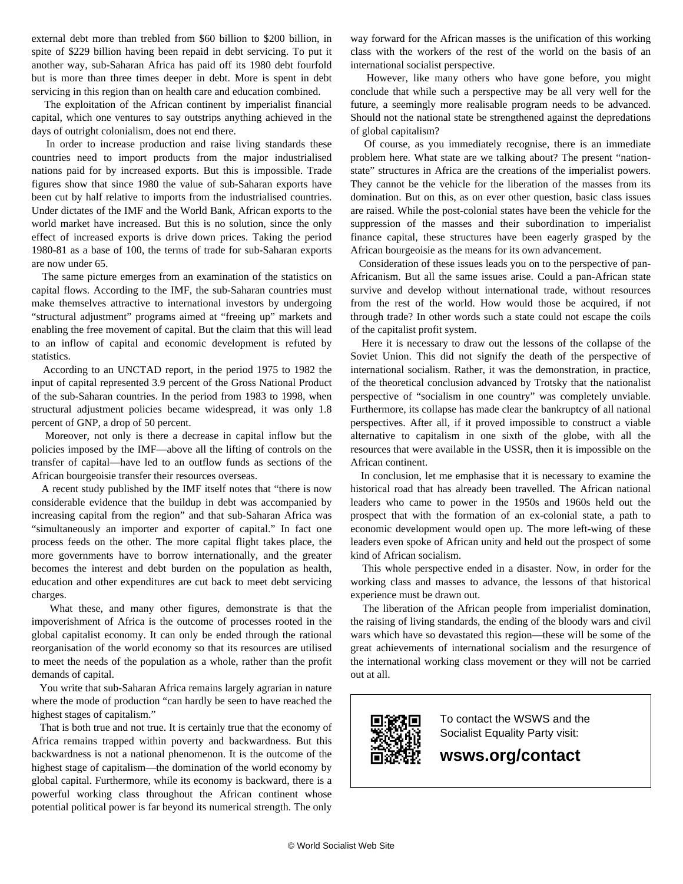external debt more than trebled from $60 billion to $200 billion, in spite of $229 billion having been repaid in debt servicing. To put it another way, sub-Saharan Africa has paid off its 1980 debt fourfold but is more than three times deeper in debt. More is spent in debt servicing in this region than on health care and education combined.

The exploitation of the African continent by imperialist financial capital, which one ventures to say outstrips anything achieved in the days of outright colonialism, does not end there.

In order to increase production and raise living standards these countries need to import products from the major industrialised nations paid for by increased exports. But this is impossible. Trade figures show that since 1980 the value of sub-Saharan exports have been cut by half relative to imports from the industrialised countries. Under dictates of the IMF and the World Bank, African exports to the world market have increased. But this is no solution, since the only effect of increased exports is drive down prices. Taking the period 1980-81 as a base of 100, the terms of trade for sub-Saharan exports are now under 65.

The same picture emerges from an examination of the statistics on capital flows. According to the IMF, the sub-Saharan countries must make themselves attractive to international investors by undergoing "structural adjustment" programs aimed at "freeing up" markets and enabling the free movement of capital. But the claim that this will lead to an inflow of capital and economic development is refuted by statistics.

According to an UNCTAD report, in the period 1975 to 1982 the input of capital represented 3.9 percent of the Gross National Product of the sub-Saharan countries. In the period from 1983 to 1998, when structural adjustment policies became widespread, it was only 1.8 percent of GNP, a drop of 50 percent.

Moreover, not only is there a decrease in capital inflow but the policies imposed by the IMF—above all the lifting of controls on the transfer of capital—have led to an outflow funds as sections of the African bourgeoisie transfer their resources overseas.

A recent study published by the IMF itself notes that "there is now considerable evidence that the buildup in debt was accompanied by increasing capital from the region" and that sub-Saharan Africa was "simultaneously an importer and exporter of capital." In fact one process feeds on the other. The more capital flight takes place, the more governments have to borrow internationally, and the greater becomes the interest and debt burden on the population as health, education and other expenditures are cut back to meet debt servicing charges.

What these, and many other figures, demonstrate is that the impoverishment of Africa is the outcome of processes rooted in the global capitalist economy. It can only be ended through the rational reorganisation of the world economy so that its resources are utilised to meet the needs of the population as a whole, rather than the profit demands of capital.

You write that sub-Saharan Africa remains largely agrarian in nature where the mode of production "can hardly be seen to have reached the highest stages of capitalism."

That is both true and not true. It is certainly true that the economy of Africa remains trapped within poverty and backwardness. But this backwardness is not a national phenomenon. It is the outcome of the highest stage of capitalism—the domination of the world economy by global capital. Furthermore, while its economy is backward, there is a powerful working class throughout the African continent whose potential political power is far beyond its numerical strength. The only way forward for the African masses is the unification of this working class with the workers of the rest of the world on the basis of an international socialist perspective.

However, like many others who have gone before, you might conclude that while such a perspective may be all very well for the future, a seemingly more realisable program needs to be advanced. Should not the national state be strengthened against the depredations of global capitalism?

Of course, as you immediately recognise, there is an immediate problem here. What state are we talking about? The present "nation-state" structures in Africa are the creations of the imperialist powers. They cannot be the vehicle for the liberation of the masses from its domination. But on this, as on ever other question, basic class issues are raised. While the post-colonial states have been the vehicle for the suppression of the masses and their subordination to imperialist finance capital, these structures have been eagerly grasped by the African bourgeoisie as the means for its own advancement.

Consideration of these issues leads you on to the perspective of pan-Africanism. But all the same issues arise. Could a pan-African state survive and develop without international trade, without resources from the rest of the world. How would those be acquired, if not through trade? In other words such a state could not escape the coils of the capitalist profit system.

Here it is necessary to draw out the lessons of the collapse of the Soviet Union. This did not signify the death of the perspective of international socialism. Rather, it was the demonstration, in practice, of the theoretical conclusion advanced by Trotsky that the nationalist perspective of "socialism in one country" was completely unviable. Furthermore, its collapse has made clear the bankruptcy of all national perspectives. After all, if it proved impossible to construct a viable alternative to capitalism in one sixth of the globe, with all the resources that were available in the USSR, then it is impossible on the African continent.

In conclusion, let me emphasise that it is necessary to examine the historical road that has already been travelled. The African national leaders who came to power in the 1950s and 1960s held out the prospect that with the formation of an ex-colonial state, a path to economic development would open up. The more left-wing of these leaders even spoke of African unity and held out the prospect of some kind of African socialism.

This whole perspective ended in a disaster. Now, in order for the working class and masses to advance, the lessons of that historical experience must be drawn out.

The liberation of the African people from imperialist domination, the raising of living standards, the ending of the bloody wars and civil wars which have so devastated this region—these will be some of the great achievements of international socialism and the resurgence of the international working class movement or they will not be carried out at all.

To contact the WSWS and the Socialist Equality Party visit:

**wsws.org/contact**